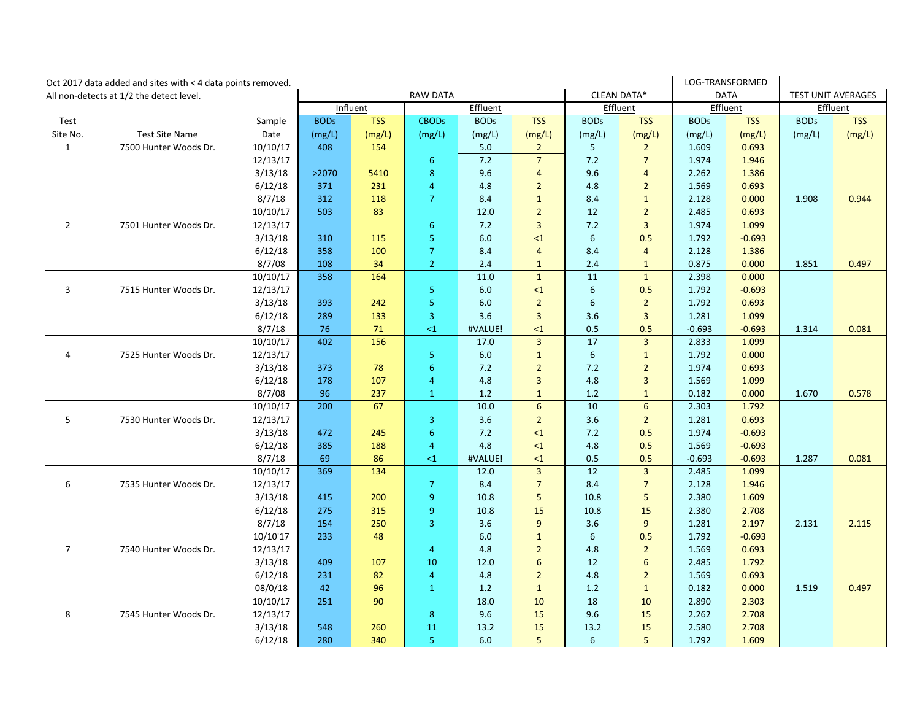Oct 2017 data added and sites with < 4 data points removed.
All non-detects at 1/2 the detect level.

| | | | RAW DATA | | | | | CLEAN DATA* | | LOG-TRANSFORMED DATA | | TEST UNIT AVERAGES | |
|---|---|---|---|---|---|---|---|---|---|---|---|---|---|
| | | | Influent | | Effluent | | | Effluent | | Effluent | | Effluent | |
| Test Site No. | Test Site Name | Sample Date | $BOD_5$ (mg/L) | TSS (mg/L) | $CBOD_5$ (mg/L) | $BOD_5$ (mg/L) | TSS (mg/L) | $BOD_5$ (mg/L) | TSS (mg/L) | $BOD_5$ (mg/L) | TSS (mg/L) | $BOD_5$ (mg/L) | TSS (mg/L) |
| 1 | 7500 Hunter Woods Dr. | 10/10/17 | 408 | 154 | | 5.0 | 2 | 5 | 2 | 1.609 | 0.693 | | |
| | | 12/13/17 | | | 6 | 7.2 | 7 | 7.2 | 7 | 1.974 | 1.946 | | |
| | | 3/13/18 | >2070 | 5410 | 8 | 9.6 | 4 | 9.6 | 4 | 2.262 | 1.386 | | |
| | | 6/12/18 | 371 | 231 | 4 | 4.8 | 2 | 4.8 | 2 | 1.569 | 0.693 | | |
| | | 8/7/18 | 312 | 118 | 7 | 8.4 | 1 | 8.4 | 1 | 2.128 | 0.000 | 1.908 | 0.944 |
| 2 | 7501 Hunter Woods Dr. | 10/10/17 | 503 | 83 | | 12.0 | 2 | 12 | 2 | 2.485 | 0.693 | | |
| | | 12/13/17 | | | 6 | 7.2 | 3 | 7.2 | 3 | 1.974 | 1.099 | | |
| | | 3/13/18 | 310 | 115 | 5 | 6.0 | <1 | 6 | 0.5 | 1.792 | -0.693 | | |
| | | 6/12/18 | 358 | 100 | 7 | 8.4 | 4 | 8.4 | 4 | 2.128 | 1.386 | | |
| | | 8/7/08 | 108 | 34 | 2 | 2.4 | 1 | 2.4 | 1 | 0.875 | 0.000 | 1.851 | 0.497 |
| 3 | 7515 Hunter Woods Dr. | 10/10/17 | 358 | 164 | | 11.0 | 1 | 11 | 1 | 2.398 | 0.000 | | |
| | | 12/13/17 | | | 5 | 6.0 | <1 | 6 | 0.5 | 1.792 | -0.693 | | |
| | | 3/13/18 | 393 | 242 | 5 | 6.0 | 2 | 6 | 2 | 1.792 | 0.693 | | |
| | | 6/12/18 | 289 | 133 | 3 | 3.6 | 3 | 3.6 | 3 | 1.281 | 1.099 | | |
| | | 8/7/18 | 76 | 71 | <1 | #VALUE! | <1 | 0.5 | 0.5 | -0.693 | -0.693 | 1.314 | 0.081 |
| 4 | 7525 Hunter Woods Dr. | 10/10/17 | 402 | 156 | | 17.0 | 3 | 17 | 3 | 2.833 | 1.099 | | |
| | | 12/13/17 | | | 5 | 6.0 | 1 | 6 | 1 | 1.792 | 0.000 | | |
| | | 3/13/18 | 373 | 78 | 6 | 7.2 | 2 | 7.2 | 2 | 1.974 | 0.693 | | |
| | | 6/12/18 | 178 | 107 | 4 | 4.8 | 3 | 4.8 | 3 | 1.569 | 1.099 | | |
| | | 8/7/08 | 96 | 237 | 1 | 1.2 | 1 | 1.2 | 1 | 0.182 | 0.000 | 1.670 | 0.578 |
| 5 | 7530 Hunter Woods Dr. | 10/10/17 | 200 | 67 | | 10.0 | 6 | 10 | 6 | 2.303 | 1.792 | | |
| | | 12/13/17 | | | 3 | 3.6 | 2 | 3.6 | 2 | 1.281 | 0.693 | | |
| | | 3/13/18 | 472 | 245 | 6 | 7.2 | <1 | 7.2 | 0.5 | 1.974 | -0.693 | | |
| | | 6/12/18 | 385 | 188 | 4 | 4.8 | <1 | 4.8 | 0.5 | 1.569 | -0.693 | | |
| | | 8/7/18 | 69 | 86 | <1 | #VALUE! | <1 | 0.5 | 0.5 | -0.693 | -0.693 | 1.287 | 0.081 |
| 6 | 7535 Hunter Woods Dr. | 10/10/17 | 369 | 134 | | 12.0 | 3 | 12 | 3 | 2.485 | 1.099 | | |
| | | 12/13/17 | | | 7 | 8.4 | 7 | 8.4 | 7 | 2.128 | 1.946 | | |
| | | 3/13/18 | 415 | 200 | 9 | 10.8 | 5 | 10.8 | 5 | 2.380 | 1.609 | | |
| | | 6/12/18 | 275 | 315 | 9 | 10.8 | 15 | 10.8 | 15 | 2.380 | 2.708 | | |
| | | 8/7/18 | 154 | 250 | 3 | 3.6 | 9 | 3.6 | 9 | 1.281 | 2.197 | 2.131 | 2.115 |
| 7 | 7540 Hunter Woods Dr. | 10/10'17 | 233 | 48 | | 6.0 | 1 | 6 | 0.5 | 1.792 | -0.693 | | |
| | | 12/13/17 | | | 4 | 4.8 | 2 | 4.8 | 2 | 1.569 | 0.693 | | |
| | | 3/13/18 | 409 | 107 | 10 | 12.0 | 6 | 12 | 6 | 2.485 | 1.792 | | |
| | | 6/12/18 | 231 | 82 | 4 | 4.8 | 2 | 4.8 | 2 | 1.569 | 0.693 | | |
| | | 08/0/18 | 42 | 96 | 1 | 1.2 | 1 | 1.2 | 1 | 0.182 | 0.000 | 1.519 | 0.497 |
| 8 | 7545 Hunter Woods Dr. | 10/10/17 | 251 | 90 | | 18.0 | 10 | 18 | 10 | 2.890 | 2.303 | | |
| | | 12/13/17 | | | 8 | 9.6 | 15 | 9.6 | 15 | 2.262 | 2.708 | | |
| | | 3/13/18 | 548 | 260 | 11 | 13.2 | 15 | 13.2 | 15 | 2.580 | 2.708 | | |
| | | 6/12/18 | 280 | 340 | 5 | 6.0 | 5 | 6 | 5 | 1.792 | 1.609 | | |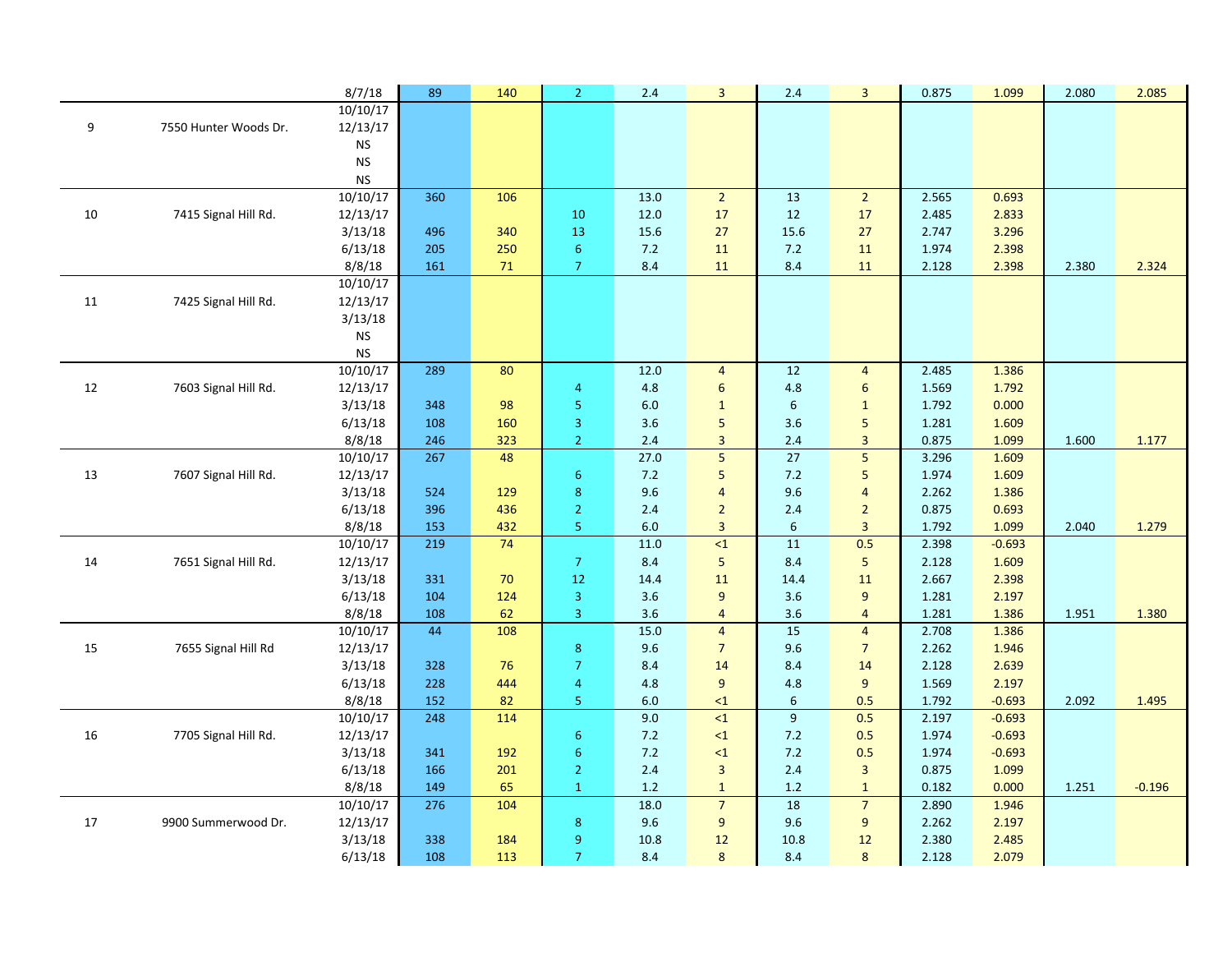| | | | | | | | | | | | | | |
|---|---|---|---|---|---|---|---|---|---|---|---|---|---|
| | | 8/7/18 | 89 | 140 | 2 | 2.4 | 3 | 2.4 | 3 | 0.875 | 1.099 | 2.080 | 2.085 |
| 9 | 7550 Hunter Woods Dr. | 10/10/17 | | | | | | | | | | | |
| | | 12/13/17 | | | | | | | | | | | |
| | | NS | | | | | | | | | | | |
| | | NS | | | | | | | | | | | |
| | | NS | | | | | | | | | | | |
| 10 | 7415 Signal Hill Rd. | 10/10/17 | 360 | 106 | | 13.0 | 2 | 13 | 2 | 2.565 | 0.693 | | |
| | | 12/13/17 | | | 10 | 12.0 | 17 | 12 | 17 | 2.485 | 2.833 | | |
| | | 3/13/18 | 496 | 340 | 13 | 15.6 | 27 | 15.6 | 27 | 2.747 | 3.296 | | |
| | | 6/13/18 | 205 | 250 | 6 | 7.2 | 11 | 7.2 | 11 | 1.974 | 2.398 | | |
| | | 8/8/18 | 161 | 71 | 7 | 8.4 | 11 | 8.4 | 11 | 2.128 | 2.398 | 2.380 | 2.324 |
| 11 | 7425 Signal Hill Rd. | 10/10/17 | | | | | | | | | | | |
| | | 12/13/17 | | | | | | | | | | | |
| | | 3/13/18 | | | | | | | | | | | |
| | | NS | | | | | | | | | | | |
| | | NS | | | | | | | | | | | |
| 12 | 7603 Signal Hill Rd. | 10/10/17 | 289 | 80 | | 12.0 | 4 | 12 | 4 | 2.485 | 1.386 | | |
| | | 12/13/17 | | | 4 | 4.8 | 6 | 4.8 | 6 | 1.569 | 1.792 | | |
| | | 3/13/18 | 348 | 98 | 5 | 6.0 | 1 | 6 | 1 | 1.792 | 0.000 | | |
| | | 6/13/18 | 108 | 160 | 3 | 3.6 | 5 | 3.6 | 5 | 1.281 | 1.609 | | |
| | | 8/8/18 | 246 | 323 | 2 | 2.4 | 3 | 2.4 | 3 | 0.875 | 1.099 | 1.600 | 1.177 |
| 13 | 7607 Signal Hill Rd. | 10/10/17 | 267 | 48 | | 27.0 | 5 | 27 | 5 | 3.296 | 1.609 | | |
| | | 12/13/17 | | | 6 | 7.2 | 5 | 7.2 | 5 | 1.974 | 1.609 | | |
| | | 3/13/18 | 524 | 129 | 8 | 9.6 | 4 | 9.6 | 4 | 2.262 | 1.386 | | |
| | | 6/13/18 | 396 | 436 | 2 | 2.4 | 2 | 2.4 | 2 | 0.875 | 0.693 | | |
| | | 8/8/18 | 153 | 432 | 5 | 6.0 | 3 | 6 | 3 | 1.792 | 1.099 | 2.040 | 1.279 |
| 14 | 7651 Signal Hill Rd. | 10/10/17 | 219 | 74 | | 11.0 | <1 | 11 | 0.5 | 2.398 | -0.693 | | |
| | | 12/13/17 | | | 7 | 8.4 | 5 | 8.4 | 5 | 2.128 | 1.609 | | |
| | | 3/13/18 | 331 | 70 | 12 | 14.4 | 11 | 14.4 | 11 | 2.667 | 2.398 | | |
| | | 6/13/18 | 104 | 124 | 3 | 3.6 | 9 | 3.6 | 9 | 1.281 | 2.197 | | |
| | | 8/8/18 | 108 | 62 | 3 | 3.6 | 4 | 3.6 | 4 | 1.281 | 1.386 | 1.951 | 1.380 |
| 15 | 7655 Signal Hill Rd | 10/10/17 | 44 | 108 | | 15.0 | 4 | 15 | 4 | 2.708 | 1.386 | | |
| | | 12/13/17 | | | 8 | 9.6 | 7 | 9.6 | 7 | 2.262 | 1.946 | | |
| | | 3/13/18 | 328 | 76 | 7 | 8.4 | 14 | 8.4 | 14 | 2.128 | 2.639 | | |
| | | 6/13/18 | 228 | 444 | 4 | 4.8 | 9 | 4.8 | 9 | 1.569 | 2.197 | | |
| | | 8/8/18 | 152 | 82 | 5 | 6.0 | <1 | 6 | 0.5 | 1.792 | -0.693 | 2.092 | 1.495 |
| 16 | 7705 Signal Hill Rd. | 10/10/17 | 248 | 114 | | 9.0 | <1 | 9 | 0.5 | 2.197 | -0.693 | | |
| | | 12/13/17 | | | 6 | 7.2 | <1 | 7.2 | 0.5 | 1.974 | -0.693 | | |
| | | 3/13/18 | 341 | 192 | 6 | 7.2 | <1 | 7.2 | 0.5 | 1.974 | -0.693 | | |
| | | 6/13/18 | 166 | 201 | 2 | 2.4 | 3 | 2.4 | 3 | 0.875 | 1.099 | | |
| | | 8/8/18 | 149 | 65 | 1 | 1.2 | 1 | 1.2 | 1 | 0.182 | 0.000 | 1.251 | -0.196 |
| 17 | 9900 Summerwood Dr. | 10/10/17 | 276 | 104 | | 18.0 | 7 | 18 | 7 | 2.890 | 1.946 | | |
| | | 12/13/17 | | | 8 | 9.6 | 9 | 9.6 | 9 | 2.262 | 2.197 | | |
| | | 3/13/18 | 338 | 184 | 9 | 10.8 | 12 | 10.8 | 12 | 2.380 | 2.485 | | |
| | | 6/13/18 | 108 | 113 | 7 | 8.4 | 8 | 8.4 | 8 | 2.128 | 2.079 | | |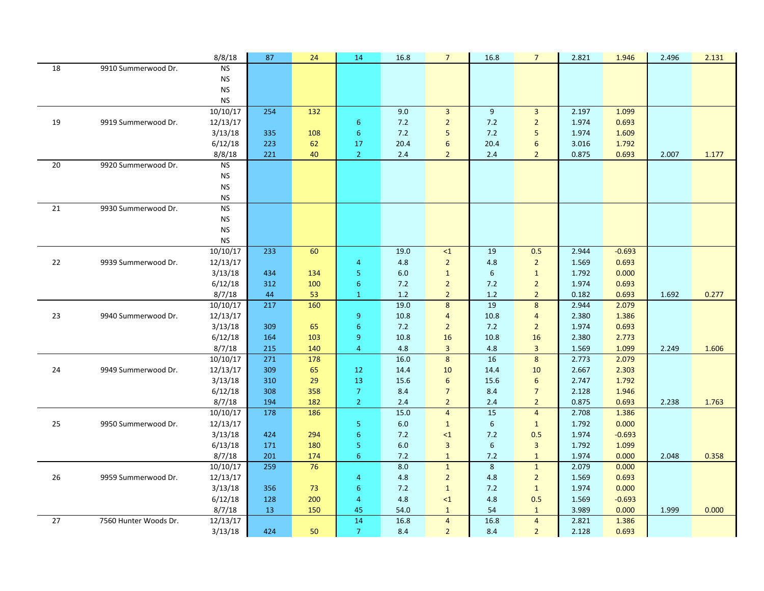| | | | | | | | | | | | | | |
|---|---|---|---|---|---|---|---|---|---|---|---|---|---|
| | | 8/8/18 | 87 | 24 | 14 | 16.8 | 7 | 16.8 | 7 | 2.821 | 1.946 | 2.496 | 2.131 |
| 18 | 9910 Summerwood Dr. | NS | | | | | | | | | | | |
| | | NS | | | | | | | | | | | |
| | | NS | | | | | | | | | | | |
| | | NS | | | | | | | | | | | |
| | | 10/10/17 | 254 | 132 | | 9.0 | 3 | 9 | 3 | 2.197 | 1.099 | | |
| 19 | 9919 Summerwood Dr. | 12/13/17 | | | 6 | 7.2 | 2 | 7.2 | 2 | 1.974 | 0.693 | | |
| | | 3/13/18 | 335 | 108 | 6 | 7.2 | 5 | 7.2 | 5 | 1.974 | 1.609 | | |
| | | 6/12/18 | 223 | 62 | 17 | 20.4 | 6 | 20.4 | 6 | 3.016 | 1.792 | | |
| | | 8/8/18 | 221 | 40 | 2 | 2.4 | 2 | 2.4 | 2 | 0.875 | 0.693 | 2.007 | 1.177 |
| 20 | 9920 Summerwood Dr. | NS | | | | | | | | | | | |
| | | NS | | | | | | | | | | | |
| | | NS | | | | | | | | | | | |
| | | NS | | | | | | | | | | | |
| 21 | 9930 Summerwood Dr. | NS | | | | | | | | | | | |
| | | NS | | | | | | | | | | | |
| | | NS | | | | | | | | | | | |
| | | NS | | | | | | | | | | | |
| | | 10/10/17 | 233 | 60 | | 19.0 | <1 | 19 | 0.5 | 2.944 | -0.693 | | |
| 22 | 9939 Summerwood Dr. | 12/13/17 | | | 4 | 4.8 | 2 | 4.8 | 2 | 1.569 | 0.693 | | |
| | | 3/13/18 | 434 | 134 | 5 | 6.0 | 1 | 6 | 1 | 1.792 | 0.000 | | |
| | | 6/12/18 | 312 | 100 | 6 | 7.2 | 2 | 7.2 | 2 | 1.974 | 0.693 | | |
| | | 8/7/18 | 44 | 53 | 1 | 1.2 | 2 | 1.2 | 2 | 0.182 | 0.693 | 1.692 | 0.277 |
| | | 10/10/17 | 217 | 160 | | 19.0 | 8 | 19 | 8 | 2.944 | 2.079 | | |
| 23 | 9940 Summerwood Dr. | 12/13/17 | | | 9 | 10.8 | 4 | 10.8 | 4 | 2.380 | 1.386 | | |
| | | 3/13/18 | 309 | 65 | 6 | 7.2 | 2 | 7.2 | 2 | 1.974 | 0.693 | | |
| | | 6/12/18 | 164 | 103 | 9 | 10.8 | 16 | 10.8 | 16 | 2.380 | 2.773 | | |
| | | 8/7/18 | 215 | 140 | 4 | 4.8 | 3 | 4.8 | 3 | 1.569 | 1.099 | 2.249 | 1.606 |
| | | 10/10/17 | 271 | 178 | | 16.0 | 8 | 16 | 8 | 2.773 | 2.079 | | |
| 24 | 9949 Summerwood Dr. | 12/13/17 | 309 | 65 | 12 | 14.4 | 10 | 14.4 | 10 | 2.667 | 2.303 | | |
| | | 3/13/18 | 310 | 29 | 13 | 15.6 | 6 | 15.6 | 6 | 2.747 | 1.792 | | |
| | | 6/12/18 | 308 | 358 | 7 | 8.4 | 7 | 8.4 | 7 | 2.128 | 1.946 | | |
| | | 8/7/18 | 194 | 182 | 2 | 2.4 | 2 | 2.4 | 2 | 0.875 | 0.693 | 2.238 | 1.763 |
| | | 10/10/17 | 178 | 186 | | 15.0 | 4 | 15 | 4 | 2.708 | 1.386 | | |
| 25 | 9950 Summerwood Dr. | 12/13/17 | | | 5 | 6.0 | 1 | 6 | 1 | 1.792 | 0.000 | | |
| | | 3/13/18 | 424 | 294 | 6 | 7.2 | <1 | 7.2 | 0.5 | 1.974 | -0.693 | | |
| | | 6/13/18 | 171 | 180 | 5 | 6.0 | 3 | 6 | 3 | 1.792 | 1.099 | | |
| | | 8/7/18 | 201 | 174 | 6 | 7.2 | 1 | 7.2 | 1 | 1.974 | 0.000 | 2.048 | 0.358 |
| | | 10/10/17 | 259 | 76 | | 8.0 | 1 | 8 | 1 | 2.079 | 0.000 | | |
| 26 | 9959 Summerwood Dr. | 12/13/17 | | | 4 | 4.8 | 2 | 4.8 | 2 | 1.569 | 0.693 | | |
| | | 3/13/18 | 356 | 73 | 6 | 7.2 | 1 | 7.2 | 1 | 1.974 | 0.000 | | |
| | | 6/12/18 | 128 | 200 | 4 | 4.8 | <1 | 4.8 | 0.5 | 1.569 | -0.693 | | |
| | | 8/7/18 | 13 | 150 | 45 | 54.0 | 1 | 54 | 1 | 3.989 | 0.000 | 1.999 | 0.000 |
| 27 | 7560 Hunter Woods Dr. | 12/13/17 | | | 14 | 16.8 | 4 | 16.8 | 4 | 2.821 | 1.386 | | |
| | | 3/13/18 | 424 | 50 | 7 | 8.4 | 2 | 8.4 | 2 | 2.128 | 0.693 | | |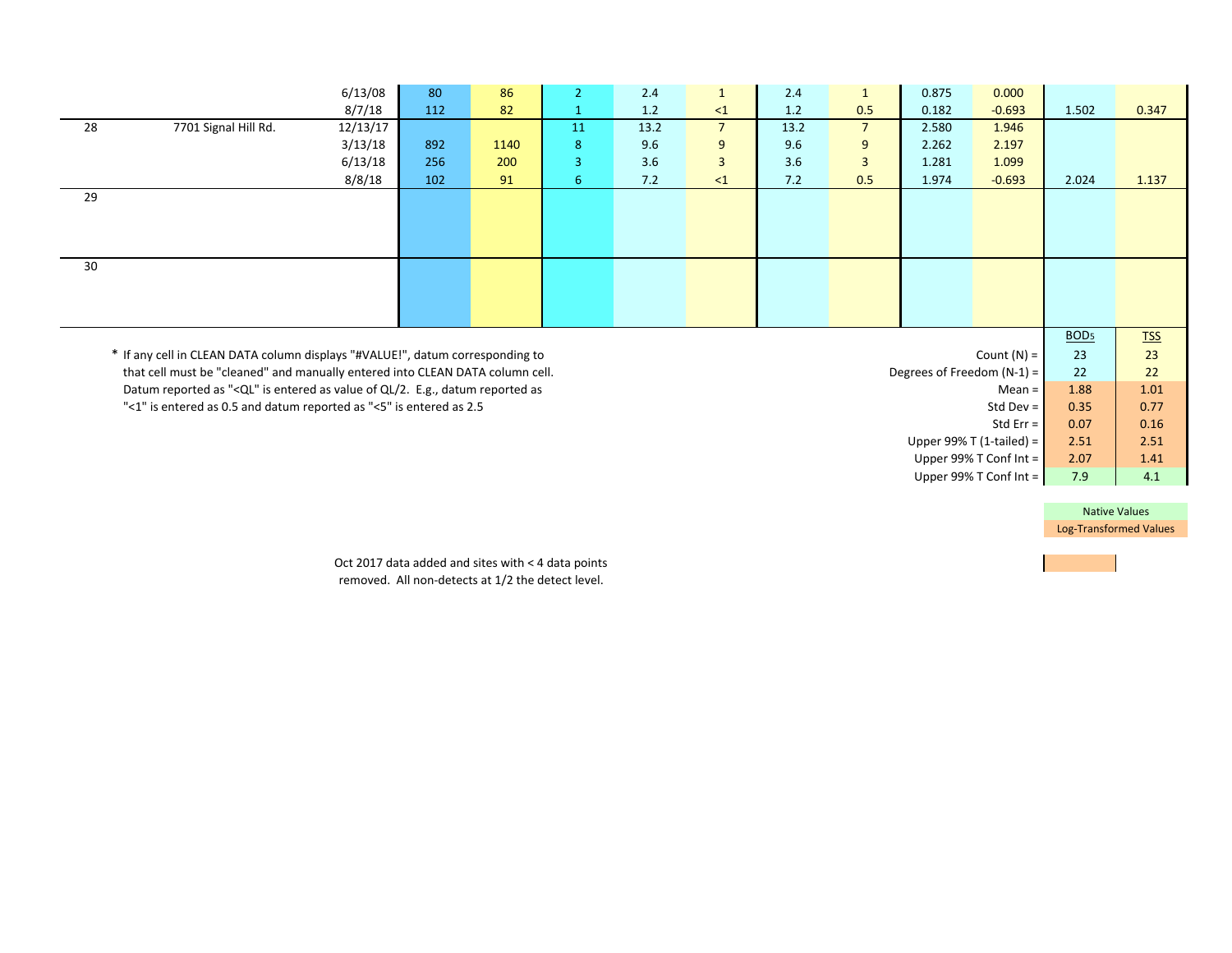| | | | | | | | | | | | | | | |
|---|---|---|---|---|---|---|---|---|---|---|---|---|---|---|
| | | 6/13/08 | 80 | 86 | 2 | 2.4 | 1 | 2.4 | 1 | 0.875 | 0.000 | | |
| | | 8/7/18 | 112 | 82 | 1 | 1.2 | <1 | 1.2 | 0.5 | 0.182 | -0.693 | 1.502 | 0.347 |
| 28 | 7701 Signal Hill Rd. | 12/13/17 | | | 11 | 13.2 | 7 | 13.2 | 7 | 2.580 | 1.946 | | |
| | | 3/13/18 | 892 | 1140 | 8 | 9.6 | 9 | 9.6 | 9 | 2.262 | 2.197 | | |
| | | 6/13/18 | 256 | 200 | 3 | 3.6 | 3 | 3.6 | 3 | 1.281 | 1.099 | | |
| | | 8/8/18 | 102 | 91 | 6 | 7.2 | <1 | 7.2 | 0.5 | 1.974 | -0.693 | 2.024 | 1.137 |
| 29 | | | | | | | | | | | | | |
| 30 | | | | | | | | | | | | | |

| | BOD5 | TSS |
|---|---|---|
| Count (N) = | 23 | 23 |
| Degrees of Freedom (N-1) = | 22 | 22 |
| Mean = | 1.88 | 1.01 |
| Std Dev = | 0.35 | 0.77 |
| Std Err = | 0.07 | 0.16 |
| Upper 99% T (1-tailed) = | 2.51 | 2.51 |
| Upper 99% T Conf Int = | 2.07 | 1.41 |
| Upper 99% T Conf Int = | 7.9 | 4.1 |

Native Values

Log-Transformed Values

* If any cell in CLEAN DATA column displays "#VALUE!", datum corresponding to that cell must be "cleaned" and manually entered into CLEAN DATA column cell. Datum reported as "<QL" is entered as value of QL/2. E.g., datum reported as "<1" is entered as 0.5 and datum reported as "<5" is entered as 2.5

Oct 2017 data added and sites with < 4 data points removed. All non-detects at 1/2 the detect level.